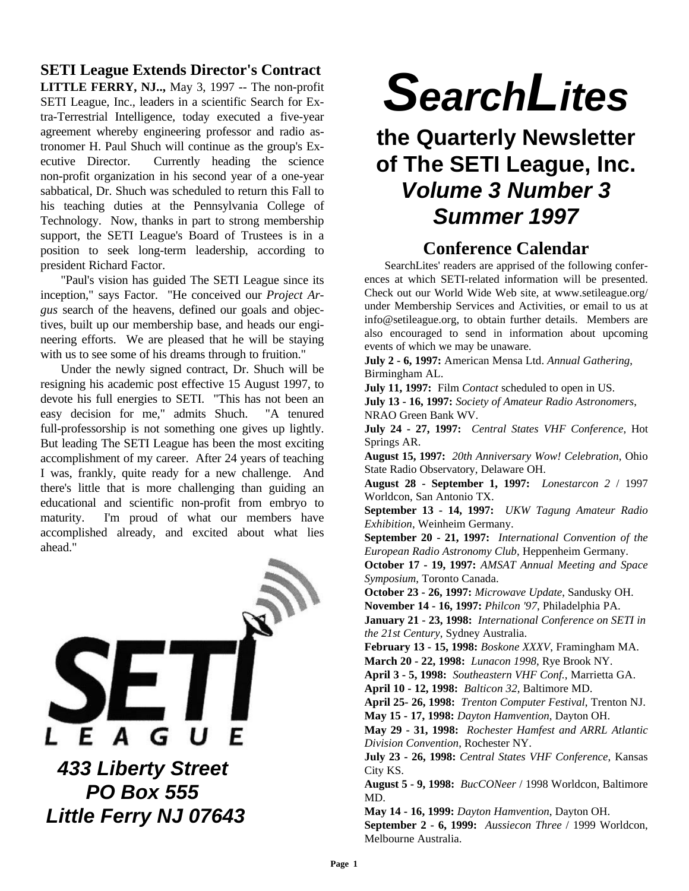# SearchLites

## the Quarterly Newsletter of The SETI League, Inc.
## *Volume 3 Number 3*
## *Summer 1997*

### SETI League Extends Director's Contract

**LITTLE FERRY, NJ..,** May 3, 1997 -- The non-profit SETI League, Inc., leaders in a scientific Search for Extra-Terrestrial Intelligence, today executed a five-year agreement whereby engineering professor and radio astronomer H. Paul Shuch will continue as the group's Executive Director. Currently heading the science non-profit organization in his second year of a one-year sabbatical, Dr. Shuch was scheduled to return this Fall to his teaching duties at the Pennsylvania College of Technology. Now, thanks in part to strong membership support, the SETI League's Board of Trustees is in a position to seek long-term leadership, according to president Richard Factor.

"Paul's vision has guided The SETI League since its inception," says Factor. "He conceived our *Project Argus* search of the heavens, defined our goals and objectives, built up our membership base, and heads our engineering efforts. We are pleased that he will be staying with us to see some of his dreams through to fruition."

Under the newly signed contract, Dr. Shuch will be resigning his academic post effective 15 August 1997, to devote his full energies to SETI. "This has not been an easy decision for me," admits Shuch. "A tenured full-professorship is not something one gives up lightly. But leading The SETI League has been the most exciting accomplishment of my career. After 24 years of teaching I was, frankly, quite ready for a new challenge. And there's little that is more challenging than guiding an educational and scientific non-profit from embryo to maturity. I'm proud of what our members have accomplished already, and excited about what lies ahead."

SETI LEAGUE

***433 Liberty Street***
***PO Box 555***
***Little Ferry NJ 07643***

### Conference Calendar

SearchLites' readers are apprised of the following conferences at which SETI-related information will be presented. Check out our World Wide Web site, at www.setileague.org/ under Membership Services and Activities, or email to us at info@setileague.org, to obtain further details. Members are also encouraged to send in information about upcoming events of which we may be unaware.

**July 2 - 6, 1997:** American Mensa Ltd. *Annual Gathering*, Birmingham AL.
**July 11, 1997:** Film *Contact* scheduled to open in US.
**July 13 - 16, 1997:** *Society of Amateur Radio Astronomers*, NRAO Green Bank WV.
**July 24 - 27, 1997:** *Central States VHF Conference*, Hot Springs AR.
**August 15, 1997:** *20th Anniversary Wow! Celebration*, Ohio State Radio Observatory, Delaware OH.
**August 28 - September 1, 1997:** *Lonestarcon 2* / 1997 Worldcon, San Antonio TX.
**September 13 - 14, 1997:** *UKW Tagung Amateur Radio Exhibition*, Weinheim Germany.
**September 20 - 21, 1997:** *International Convention of the European Radio Astronomy Club*, Heppenheim Germany.
**October 17 - 19, 1997:** *AMSAT Annual Meeting and Space Symposium*, Toronto Canada.
**October 23 - 26, 1997:** *Microwave Update*, Sandusky OH.
**November 14 - 16, 1997:** *Philcon '97*, Philadelphia PA.
**January 21 - 23, 1998:** *International Conference on SETI in the 21st Century*, Sydney Australia.
**February 13 - 15, 1998:** *Boskone XXXV*, Framingham MA.
**March 20 - 22, 1998:** *Lunacon 1998*, Rye Brook NY.
**April 3 - 5, 1998:** *Southeastern VHF Conf.*, Marrietta GA.
**April 10 - 12, 1998:** *Balticon 32*, Baltimore MD.
**April 25- 26, 1998:** *Trenton Computer Festival*, Trenton NJ.
**May 15 - 17, 1998:** *Dayton Hamvention*, Dayton OH.
**May 29 - 31, 1998:** *Rochester Hamfest and ARRL Atlantic Division Convention*, Rochester NY.
**July 23 - 26, 1998:** *Central States VHF Conference*, Kansas City KS.
**August 5 - 9, 1998:** *BucCONeer* / 1998 Worldcon, Baltimore MD.
**May 14 - 16, 1999:** *Dayton Hamvention*, Dayton OH.
**September 2 - 6, 1999:** *Aussiecon Three* / 1999 Worldcon, Melbourne Australia.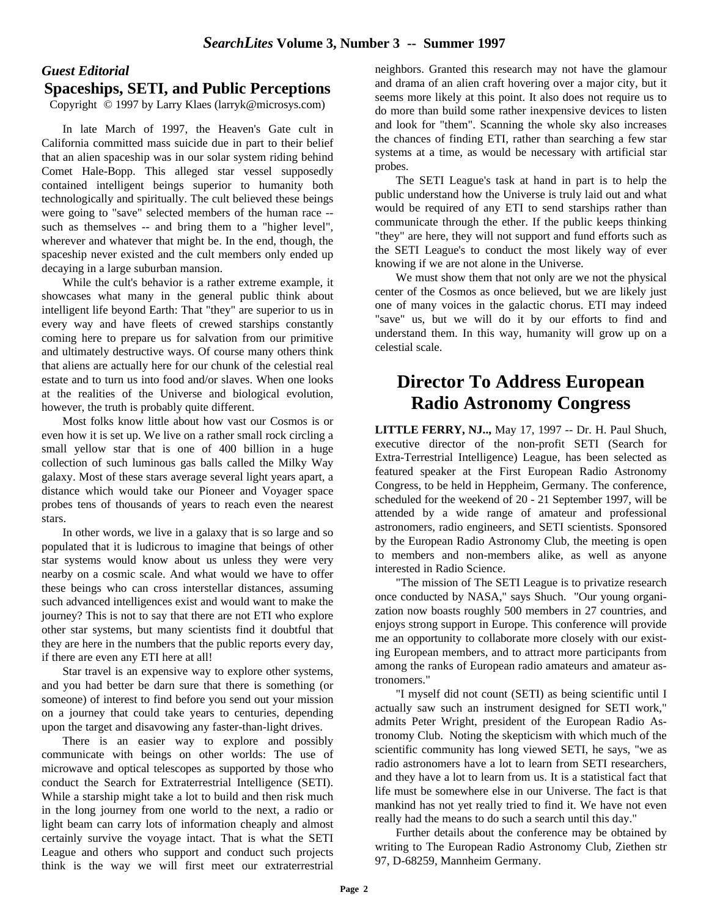### *Guest Editorial*

## Spaceships, SETI, and Public Perceptions

Copyright © 1997 by Larry Klaes (larryk@microsys.com)

In late March of 1997, the Heaven's Gate cult in California committed mass suicide due in part to their belief that an alien spaceship was in our solar system riding behind Comet Hale-Bopp. This alleged star vessel supposedly contained intelligent beings superior to humanity both technologically and spiritually. The cult believed these beings were going to "save" selected members of the human race -- such as themselves -- and bring them to a "higher level", wherever and whatever that might be. In the end, though, the spaceship never existed and the cult members only ended up decaying in a large suburban mansion.

While the cult's behavior is a rather extreme example, it showcases what many in the general public think about intelligent life beyond Earth: That "they" are superior to us in every way and have fleets of crewed starships constantly coming here to prepare us for salvation from our primitive and ultimately destructive ways. Of course many others think that aliens are actually here for our chunk of the celestial real estate and to turn us into food and/or slaves. When one looks at the realities of the Universe and biological evolution, however, the truth is probably quite different.

Most folks know little about how vast our Cosmos is or even how it is set up. We live on a rather small rock circling a small yellow star that is one of 400 billion in a huge collection of such luminous gas balls called the Milky Way galaxy. Most of these stars average several light years apart, a distance which would take our Pioneer and Voyager space probes tens of thousands of years to reach even the nearest stars.

In other words, we live in a galaxy that is so large and so populated that it is ludicrous to imagine that beings of other star systems would know about us unless they were very nearby on a cosmic scale. And what would we have to offer these beings who can cross interstellar distances, assuming such advanced intelligences exist and would want to make the journey? This is not to say that there are not ETI who explore other star systems, but many scientists find it doubtful that they are here in the numbers that the public reports every day, if there are even any ETI here at all!

Star travel is an expensive way to explore other systems, and you had better be darn sure that there is something (or someone) of interest to find before you send out your mission on a journey that could take years to centuries, depending upon the target and disavowing any faster-than-light drives.

There is an easier way to explore and possibly communicate with beings on other worlds: The use of microwave and optical telescopes as supported by those who conduct the Search for Extraterrestrial Intelligence (SETI). While a starship might take a lot to build and then risk much in the long journey from one world to the next, a radio or light beam can carry lots of information cheaply and almost certainly survive the voyage intact. That is what the SETI League and others who support and conduct such projects think is the way we will first meet our extraterrestrial neighbors. Granted this research may not have the glamour and drama of an alien craft hovering over a major city, but it seems more likely at this point. It also does not require us to do more than build some rather inexpensive devices to listen and look for "them". Scanning the whole sky also increases the chances of finding ETI, rather than searching a few star systems at a time, as would be necessary with artificial star probes.

The SETI League's task at hand in part is to help the public understand how the Universe is truly laid out and what would be required of any ETI to send starships rather than communicate through the ether. If the public keeps thinking "they" are here, they will not support and fund efforts such as the SETI League's to conduct the most likely way of ever knowing if we are not alone in the Universe.

We must show them that not only are we not the physical center of the Cosmos as once believed, but we are likely just one of many voices in the galactic chorus. ETI may indeed "save" us, but we will do it by our efforts to find and understand them. In this way, humanity will grow up on a celestial scale.

## Director To Address European Radio Astronomy Congress

**LITTLE FERRY, NJ..,** May 17, 1997 -- Dr. H. Paul Shuch, executive director of the non-profit SETI (Search for Extra-Terrestrial Intelligence) League, has been selected as featured speaker at the First European Radio Astronomy Congress, to be held in Heppheim, Germany. The conference, scheduled for the weekend of 20 - 21 September 1997, will be attended by a wide range of amateur and professional astronomers, radio engineers, and SETI scientists. Sponsored by the European Radio Astronomy Club, the meeting is open to members and non-members alike, as well as anyone interested in Radio Science.

"The mission of The SETI League is to privatize research once conducted by NASA," says Shuch. "Our young organization now boasts roughly 500 members in 27 countries, and enjoys strong support in Europe. This conference will provide me an opportunity to collaborate more closely with our existing European members, and to attract more participants from among the ranks of European radio amateurs and amateur astronomers."

"I myself did not count (SETI) as being scientific until I actually saw such an instrument designed for SETI work," admits Peter Wright, president of the European Radio Astronomy Club. Noting the skepticism with which much of the scientific community has long viewed SETI, he says, "we as radio astronomers have a lot to learn from SETI researchers, and they have a lot to learn from us. It is a statistical fact that life must be somewhere else in our Universe. The fact is that mankind has not yet really tried to find it. We have not even really had the means to do such a search until this day."

Further details about the conference may be obtained by writing to The European Radio Astronomy Club, Ziethen str 97, D-68259, Mannheim Germany.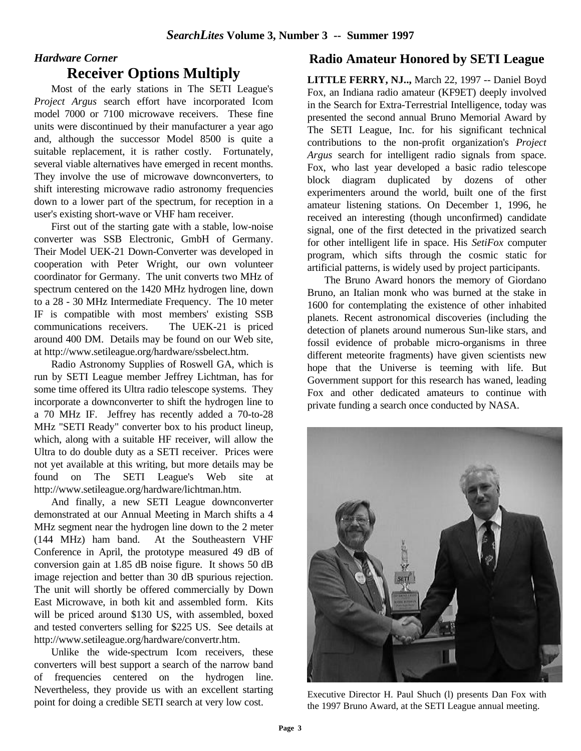*Hardware Corner*

## Receiver Options Multiply

Most of the early stations in The SETI League's *Project Argus* search effort have incorporated Icom model 7000 or 7100 microwave receivers. These fine units were discontinued by their manufacturer a year ago and, although the successor Model 8500 is quite a suitable replacement, it is rather costly. Fortunately, several viable alternatives have emerged in recent months. They involve the use of microwave downconverters, to shift interesting microwave radio astronomy frequencies down to a lower part of the spectrum, for reception in a user's existing short-wave or VHF ham receiver.

First out of the starting gate with a stable, low-noise converter was SSB Electronic, GmbH of Germany. Their Model UEK-21 Down-Converter was developed in cooperation with Peter Wright, our own volunteer coordinator for Germany. The unit converts two MHz of spectrum centered on the 1420 MHz hydrogen line, down to a 28 - 30 MHz Intermediate Frequency. The 10 meter IF is compatible with most members' existing SSB communications receivers. The UEK-21 is priced around 400 DM. Details may be found on our Web site, at http://www.setileague.org/hardware/ssbelect.htm.

Radio Astronomy Supplies of Roswell GA, which is run by SETI League member Jeffrey Lichtman, has for some time offered its Ultra radio telescope systems. They incorporate a downconverter to shift the hydrogen line to a 70 MHz IF. Jeffrey has recently added a 70-to-28 MHz "SETI Ready" converter box to his product lineup, which, along with a suitable HF receiver, will allow the Ultra to do double duty as a SETI receiver. Prices were not yet available at this writing, but more details may be found on The SETI League's Web site at http://www.setileague.org/hardware/lichtman.htm.

And finally, a new SETI League downconverter demonstrated at our Annual Meeting in March shifts a 4 MHz segment near the hydrogen line down to the 2 meter (144 MHz) ham band. At the Southeastern VHF Conference in April, the prototype measured 49 dB of conversion gain at 1.85 dB noise figure. It shows 50 dB image rejection and better than 30 dB spurious rejection. The unit will shortly be offered commercially by Down East Microwave, in both kit and assembled form. Kits will be priced around \$130 US, with assembled, boxed and tested converters selling for \$225 US. See details at http://www.setileague.org/hardware/convertr.htm.

Unlike the wide-spectrum Icom receivers, these converters will best support a search of the narrow band of frequencies centered on the hydrogen line. Nevertheless, they provide us with an excellent starting point for doing a credible SETI search at very low cost.

## Radio Amateur Honored by SETI League

**LITTLE FERRY, NJ..,** March 22, 1997 -- Daniel Boyd Fox, an Indiana radio amateur (KF9ET) deeply involved in the Search for Extra-Terrestrial Intelligence, today was presented the second annual Bruno Memorial Award by The SETI League, Inc. for his significant technical contributions to the non-profit organization's *Project Argus* search for intelligent radio signals from space. Fox, who last year developed a basic radio telescope block diagram duplicated by dozens of other experimenters around the world, built one of the first amateur listening stations. On December 1, 1996, he received an interesting (though unconfirmed) candidate signal, one of the first detected in the privatized search for other intelligent life in space. His *SetiFox* computer program, which sifts through the cosmic static for artificial patterns, is widely used by project participants.

The Bruno Award honors the memory of Giordano Bruno, an Italian monk who was burned at the stake in 1600 for contemplating the existence of other inhabited planets. Recent astronomical discoveries (including the detection of planets around numerous Sun-like stars, and fossil evidence of probable micro-organisms in three different meteorite fragments) have given scientists new hope that the Universe is teeming with life. But Government support for this research has waned, leading Fox and other dedicated amateurs to continue with private funding a search once conducted by NASA.

Executive Director H. Paul Shuch (l) presents Dan Fox with the 1997 Bruno Award, at the SETI League annual meeting.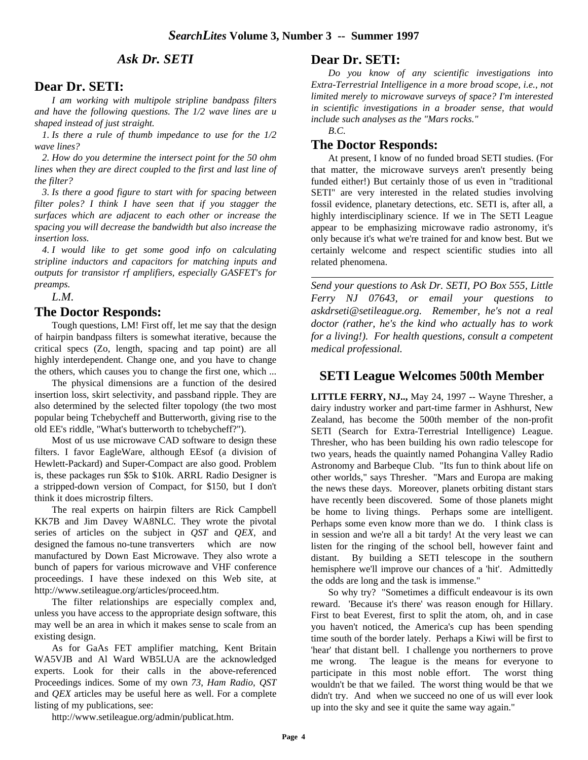## *Ask Dr. SETI*

### Dear Dr. SETI:

*I am working with multipole stripline bandpass filters and have the following questions. The 1/2 wave lines are u shaped instead of just straight.*

*1. Is there a rule of thumb impedance to use for the 1/2 wave lines?*

*2. How do you determine the intersect point for the 50 ohm lines when they are direct coupled to the first and last line of the filter?*

*3. Is there a good figure to start with for spacing between filter poles? I think I have seen that if you stagger the surfaces which are adjacent to each other or increase the spacing you will decrease the bandwidth but also increase the insertion loss.*

*4. I would like to get some good info on calculating stripline inductors and capacitors for matching inputs and outputs for transistor rf amplifiers, especially GASFET's for preamps.*

*L.M.*

### The Doctor Responds:

Tough questions, LM! First off, let me say that the design of hairpin bandpass filters is somewhat iterative, because the critical specs (Zo, length, spacing and tap point) are all highly interdependent. Change one, and you have to change the others, which causes you to change the first one, which ...

The physical dimensions are a function of the desired insertion loss, skirt selectivity, and passband ripple. They are also determined by the selected filter topology (the two most popular being Tchebycheff and Butterworth, giving rise to the old EE's riddle, "What's butterworth to tchebycheff?").

Most of us use microwave CAD software to design these filters. I favor EagleWare, although EEsof (a division of Hewlett-Packard) and Super-Compact are also good. Problem is, these packages run $5k to $10k. ARRL Radio Designer is a stripped-down version of Compact, for $150, but I don't think it does microstrip filters.

The real experts on hairpin filters are Rick Campbell KK7B and Jim Davey WA8NLC. They wrote the pivotal series of articles on the subject in *QST* and *QEX*, and designed the famous no-tune transverters which are now manufactured by Down East Microwave. They also wrote a bunch of papers for various microwave and VHF conference proceedings. I have these indexed on this Web site, at http://www.setileague.org/articles/proceed.htm.

The filter relationships are especially complex and, unless you have access to the appropriate design software, this may well be an area in which it makes sense to scale from an existing design.

As for GaAs FET amplifier matching, Kent Britain WA5VJB and Al Ward WB5LUA are the acknowledged experts. Look for their calls in the above-referenced Proceedings indices. Some of my own *73*, *Ham Radio*, *QST* and *QEX* articles may be useful here as well. For a complete listing of my publications, see:

http://www.setileague.org/admin/publicat.htm.

### Dear Dr. SETI:

*Do you know of any scientific investigations into Extra-Terrestrial Intelligence in a more broad scope, i.e., not limited merely to microwave surveys of space? I'm interested in scientific investigations in a broader sense, that would include such analyses as the "Mars rocks."*

*B.C.*

### The Doctor Responds:

At present, I know of no funded broad SETI studies. (For that matter, the microwave surveys aren't presently being funded either!) But certainly those of us even in "traditional SETI" are very interested in the related studies involving fossil evidence, planetary detections, etc. SETI is, after all, a highly interdisciplinary science. If we in The SETI League appear to be emphasizing microwave radio astronomy, it's only because it's what we're trained for and know best. But we certainly welcome and respect scientific studies into all related phenomena.

---

*Send your questions to Ask Dr. SETI, PO Box 555, Little Ferry NJ 07643, or email your questions to askdrseti@setileague.org. Remember, he's not a real doctor (rather, he's the kind who actually has to work for a living!). For health questions, consult a competent medical professional.*

## SETI League Welcomes 500th Member

**LITTLE FERRY, NJ..,** May 24, 1997 -- Wayne Thresher, a dairy industry worker and part-time farmer in Ashhurst, New Zealand, has become the 500th member of the non-profit SETI (Search for Extra-Terrestrial Intelligence) League. Thresher, who has been building his own radio telescope for two years, heads the quaintly named Pohangina Valley Radio Astronomy and Barbeque Club. "Its fun to think about life on other worlds," says Thresher. "Mars and Europa are making the news these days. Moreover, planets orbiting distant stars have recently been discovered. Some of those planets might be home to living things. Perhaps some are intelligent. Perhaps some even know more than we do. I think class is in session and we're all a bit tardy! At the very least we can listen for the ringing of the school bell, however faint and distant. By building a SETI telescope in the southern hemisphere we'll improve our chances of a 'hit'. Admittedly the odds are long and the task is immense."

So why try? "Sometimes a difficult endeavour is its own reward. 'Because it's there' was reason enough for Hillary. First to beat Everest, first to split the atom, oh, and in case you haven't noticed, the America's cup has been spending time south of the border lately. Perhaps a Kiwi will be first to 'hear' that distant bell. I challenge you northerners to prove me wrong. The league is the means for everyone to participate in this most noble effort. The worst thing wouldn't be that we failed. The worst thing would be that we didn't try. And when we succeed no one of us will ever look up into the sky and see it quite the same way again."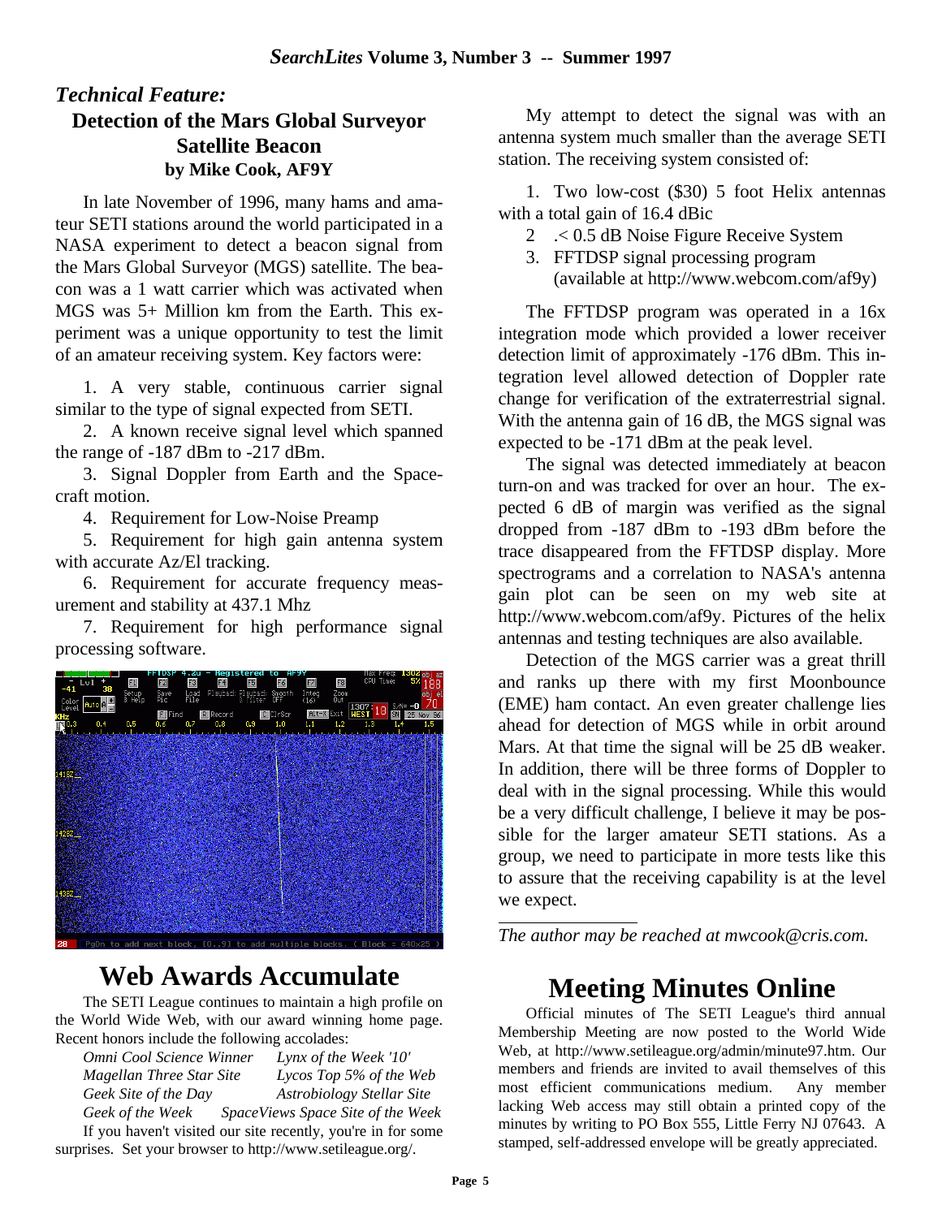## *Technical Feature:*

### Detection of the Mars Global Surveyor Satellite Beacon

**by Mike Cook, AF9Y**

In late November of 1996, many hams and amateur SETI stations around the world participated in a NASA experiment to detect a beacon signal from the Mars Global Surveyor (MGS) satellite. The beacon was a 1 watt carrier which was activated when MGS was 5+ Million km from the Earth. This experiment was a unique opportunity to test the limit of an amateur receiving system. Key factors were:

1. A very stable, continuous carrier signal similar to the type of signal expected from SETI.
2. A known receive signal level which spanned the range of -187 dBm to -217 dBm.
3. Signal Doppler from Earth and the Spacecraft motion.
4. Requirement for Low-Noise Preamp
5. Requirement for high gain antenna system with accurate Az/El tracking.
6. Requirement for accurate frequency measurement and stability at 437.1 Mhz
7. Requirement for high performance signal processing software.

My attempt to detect the signal was with an antenna system much smaller than the average SETI station. The receiving system consisted of:

1. Two low-cost ($30) 5 foot Helix antennas with a total gain of 16.4 dBic
2. .< 0.5 dB Noise Figure Receive System
3. FFTDSP signal processing program (available at http://www.webcom.com/af9y)

The FFTDSP program was operated in a 16x integration mode which provided a lower receiver detection limit of approximately -176 dBm. This integration level allowed detection of Doppler rate change for verification of the extraterrestrial signal. With the antenna gain of 16 dB, the MGS signal was expected to be -171 dBm at the peak level.

The signal was detected immediately at beacon turn-on and was tracked for over an hour. The expected 6 dB of margin was verified as the signal dropped from -187 dBm to -193 dBm before the trace disappeared from the FFTDSP display. More spectrograms and a correlation to NASA's antenna gain plot can be seen on my web site at http://www.webcom.com/af9y. Pictures of the helix antennas and testing techniques are also available.

Detection of the MGS carrier was a great thrill and ranks up there with my first Moonbounce (EME) ham contact. An even greater challenge lies ahead for detection of MGS while in orbit around Mars. At that time the signal will be 25 dB weaker. In addition, there will be three forms of Doppler to deal with in the signal processing. While this would be a very difficult challenge, I believe it may be possible for the larger amateur SETI stations. As a group, we need to participate in more tests like this to assure that the receiving capability is at the level we expect.

---

*The author may be reached at mwcook@cris.com.*

## Web Awards Accumulate

The SETI League continues to maintain a high profile on the World Wide Web, with our award winning home page. Recent honors include the following accolades:

*Omni Cool Science Winner* — *Lynx of the Week '10'*
*Magellan Three Star Site* — *Lycos Top 5% of the Web*
*Geek Site of the Day* — *Astrobiology Stellar Site*
*Geek of the Week* — *SpaceViews Space Site of the Week*

If you haven't visited our site recently, you're in for some surprises. Set your browser to http://www.setileague.org/.

## Meeting Minutes Online

Official minutes of The SETI League's third annual Membership Meeting are now posted to the World Wide Web, at http://www.setileague.org/admin/minute97.htm. Our members and friends are invited to avail themselves of this most efficient communications medium. Any member lacking Web access may still obtain a printed copy of the minutes by writing to PO Box 555, Little Ferry NJ 07643. A stamped, self-addressed envelope will be greatly appreciated.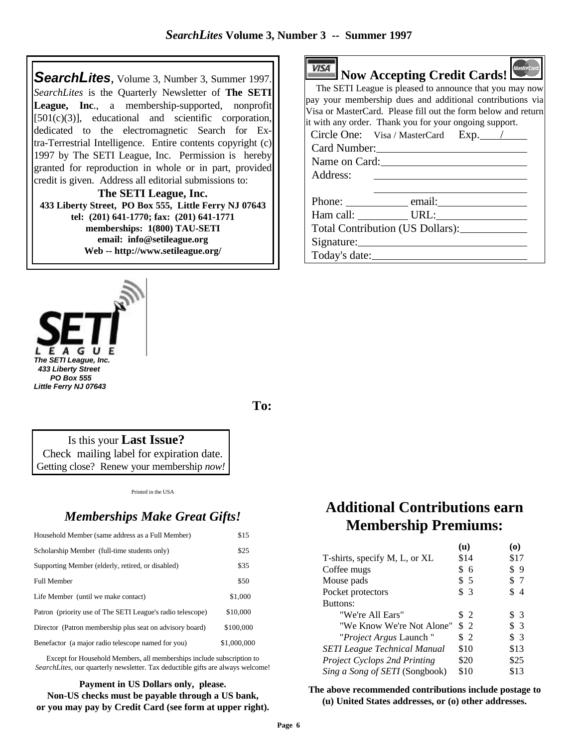**SearchLites**, Volume 3, Number 3, Summer 1997. *SearchLites* is the Quarterly Newsletter of **The SETI League, Inc**., a membership-supported, nonprofit [501(c)(3)], educational and scientific corporation, dedicated to the electromagnetic Search for Extra-Terrestrial Intelligence. Entire contents copyright (c) 1997 by The SETI League, Inc. Permission is hereby granted for reproduction in whole or in part, provided credit is given. Address all editorial submissions to:

**The SETI League, Inc.**
**433 Liberty Street, PO Box 555, Little Ferry NJ 07643**
**tel: (201) 641-1770; fax: (201) 641-1771**
**memberships: 1(800) TAU-SETI**
**email: info@setileague.org**
**Web -- http://www.setileague.org/**

## Now Accepting Credit Cards!

The SETI League is pleased to announce that you may now pay your membership dues and additional contributions via Visa or MasterCard. Please fill out the form below and return it with any order. Thank you for your ongoing support.

Circle One: Visa / MasterCard Exp. ____/____

Card Number: ______________________

Name on Card: ______________________

Address: ______________________

______________________

Phone: __________ email: ______________

Ham call: ________ URL: ______________

Total Contribution (US Dollars): __________

Signature: ______________________

Today's date: ______________________

SETI LEAGUE

*The SETI League, Inc.*
*433 Liberty Street*
*PO Box 555*
*Little Ferry NJ 07643*

**To:**

Is this your **Last Issue?**
Check mailing label for expiration date.
Getting close? Renew your membership *now!*

Printed in the USA

## *Memberships Make Great Gifts!*

| | |
|---|---|
| Household Member (same address as a Full Member) | $15 |
| Scholarship Member (full-time students only) | $25 |
| Supporting Member (elderly, retired, or disabled) | $35 |
| Full Member | $50 |
| Life Member (until we make contact) | $1,000 |
| Patron (priority use of The SETI League's radio telescope) | $10,000 |
| Director (Patron membership plus seat on advisory board) | $100,000 |
| Benefactor (a major radio telescope named for you) | $1,000,000 |

Except for Household Members, all memberships include subscription to *SearchLites*, our quarterly newsletter. Tax deductible gifts are always welcome!

**Payment in US Dollars only, please.**
**Non-US checks must be payable through a US bank, or you may pay by Credit Card (see form at upper right).**

## Additional Contributions earn Membership Premiums:

| | (u) | (o) |
|---|---|---|
| T-shirts, specify M, L, or XL | $14 | $17 |
| Coffee mugs | $ 6 | $ 9 |
| Mouse pads | $ 5 | $ 7 |
| Pocket protectors | $ 3 | $ 4 |
| Buttons: | | |
| "We're All Ears" | $ 2 | $ 3 |
| "We Know We're Not Alone" | $ 2 | $ 3 |
| "*Project Argus* Launch " | $ 2 | $ 3 |
| *SETI League Technical Manual* | $10 | $13 |
| *Project Cyclops 2nd Printing* | $20 | $25 |
| *Sing a Song of SETI* (Songbook) | $10 | $13 |

**The above recommended contributions include postage to (u) United States addresses, or (o) other addresses.**